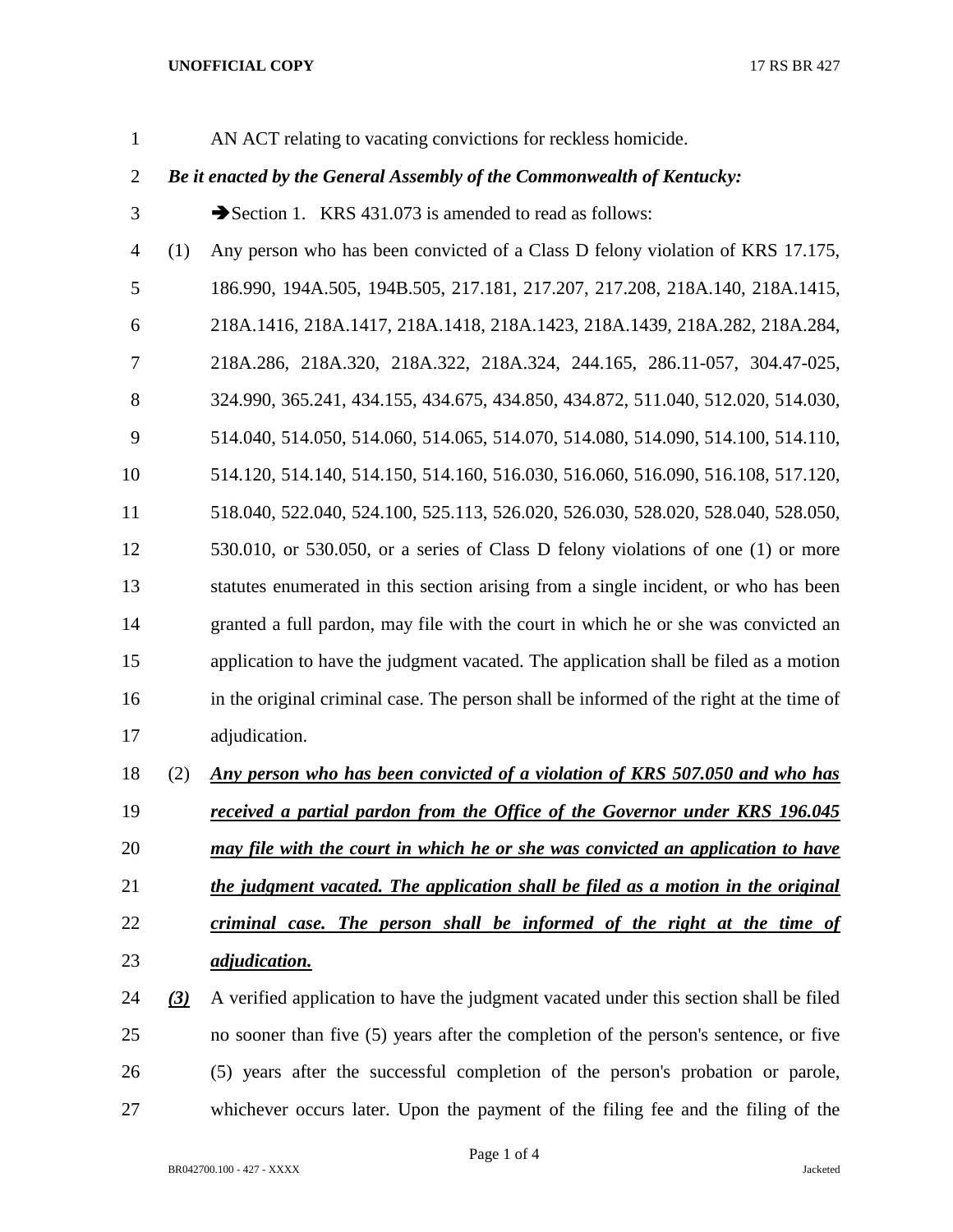AN ACT relating to vacating convictions for reckless homicide.

***Be it enacted by the General Assembly of the Commonwealth of Kentucky:***

➔Section 1. KRS 431.073 is amended to read as follows:

(1) Any person who has been convicted of a Class D felony violation of KRS 17.175, 186.990, 194A.505, 194B.505, 217.181, 217.207, 217.208, 218A.140, 218A.1415, 218A.1416, 218A.1417, 218A.1418, 218A.1423, 218A.1439, 218A.282, 218A.284, 218A.286, 218A.320, 218A.322, 218A.324, 244.165, 286.11-057, 304.47-025, 324.990, 365.241, 434.155, 434.675, 434.850, 434.872, 511.040, 512.020, 514.030, 514.040, 514.050, 514.060, 514.065, 514.070, 514.080, 514.090, 514.100, 514.110, 514.120, 514.140, 514.150, 514.160, 516.030, 516.060, 516.090, 516.108, 517.120, 518.040, 522.040, 524.100, 525.113, 526.020, 526.030, 528.020, 528.040, 528.050, 530.010, or 530.050, or a series of Class D felony violations of one (1) or more statutes enumerated in this section arising from a single incident, or who has been granted a full pardon, may file with the court in which he or she was convicted an application to have the judgment vacated. The application shall be filed as a motion in the original criminal case. The person shall be informed of the right at the time of adjudication.

(2) ***<u>Any person who has been convicted of a violation of KRS 507.050 and who has received a partial pardon from the Office of the Governor under KRS 196.045 may file with the court in which he or she was convicted an application to have the judgment vacated. The application shall be filed as a motion in the original criminal case. The person shall be informed of the right at the time of adjudication.</u>***

***<u>(3)</u>*** A verified application to have the judgment vacated under this section shall be filed no sooner than five (5) years after the completion of the person's sentence, or five (5) years after the successful completion of the person's probation or parole, whichever occurs later. Upon the payment of the filing fee and the filing of the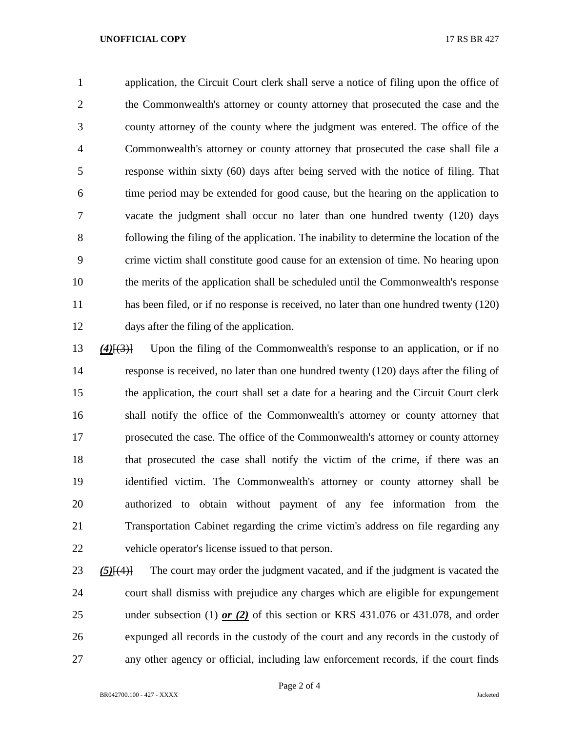application, the Circuit Court clerk shall serve a notice of filing upon the office of the Commonwealth's attorney or county attorney that prosecuted the case and the county attorney of the county where the judgment was entered. The office of the Commonwealth's attorney or county attorney that prosecuted the case shall file a response within sixty (60) days after being served with the notice of filing. That time period may be extended for good cause, but the hearing on the application to vacate the judgment shall occur no later than one hundred twenty (120) days following the filing of the application. The inability to determine the location of the crime victim shall constitute good cause for an extension of time. No hearing upon the merits of the application shall be scheduled until the Commonwealth's response has been filed, or if no response is received, no later than one hundred twenty (120) days after the filing of the application.

***(4)***~~[(3)]~~ Upon the filing of the Commonwealth's response to an application, or if no response is received, no later than one hundred twenty (120) days after the filing of the application, the court shall set a date for a hearing and the Circuit Court clerk shall notify the office of the Commonwealth's attorney or county attorney that prosecuted the case. The office of the Commonwealth's attorney or county attorney that prosecuted the case shall notify the victim of the crime, if there was an identified victim. The Commonwealth's attorney or county attorney shall be authorized to obtain without payment of any fee information from the Transportation Cabinet regarding the crime victim's address on file regarding any vehicle operator's license issued to that person.

***(5)***~~[(4)]~~ The court may order the judgment vacated, and if the judgment is vacated the court shall dismiss with prejudice any charges which are eligible for expungement under subsection (1) ***or (2)*** of this section or KRS 431.076 or 431.078, and order expunged all records in the custody of the court and any records in the custody of any other agency or official, including law enforcement records, if the court finds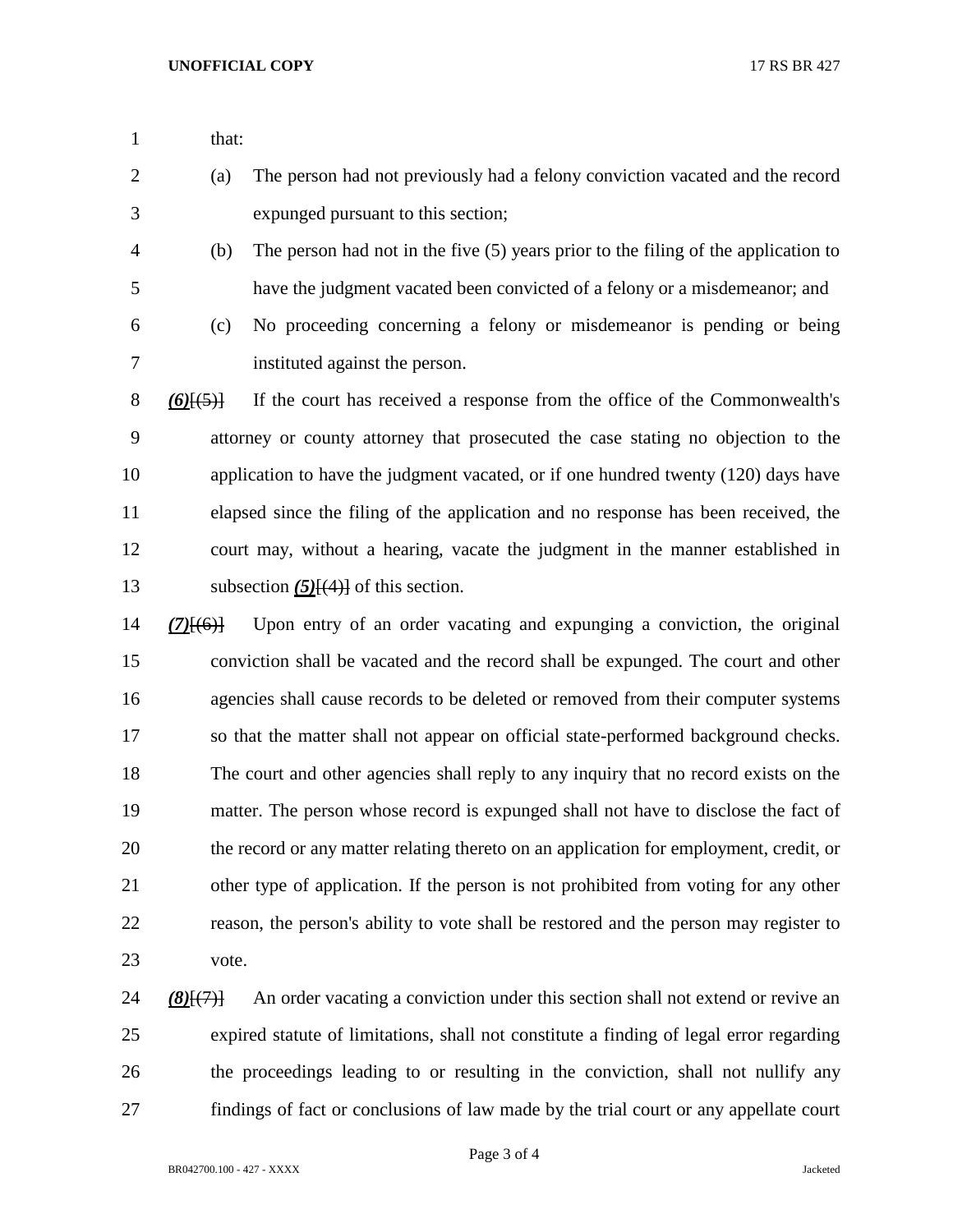that:

(a) The person had not previously had a felony conviction vacated and the record expunged pursuant to this section;

(b) The person had not in the five (5) years prior to the filing of the application to have the judgment vacated been convicted of a felony or a misdemeanor; and

(c) No proceeding concerning a felony or misdemeanor is pending or being instituted against the person.

***(6)***~~[(5)]~~ If the court has received a response from the office of the Commonwealth's attorney or county attorney that prosecuted the case stating no objection to the application to have the judgment vacated, or if one hundred twenty (120) days have elapsed since the filing of the application and no response has been received, the court may, without a hearing, vacate the judgment in the manner established in subsection ***(5)***~~[(4)]~~ of this section.

***(7)***~~[(6)]~~ Upon entry of an order vacating and expunging a conviction, the original conviction shall be vacated and the record shall be expunged. The court and other agencies shall cause records to be deleted or removed from their computer systems so that the matter shall not appear on official state-performed background checks. The court and other agencies shall reply to any inquiry that no record exists on the matter. The person whose record is expunged shall not have to disclose the fact of the record or any matter relating thereto on an application for employment, credit, or other type of application. If the person is not prohibited from voting for any other reason, the person's ability to vote shall be restored and the person may register to vote.

***(8)***~~[(7)]~~ An order vacating a conviction under this section shall not extend or revive an expired statute of limitations, shall not constitute a finding of legal error regarding the proceedings leading to or resulting in the conviction, shall not nullify any findings of fact or conclusions of law made by the trial court or any appellate court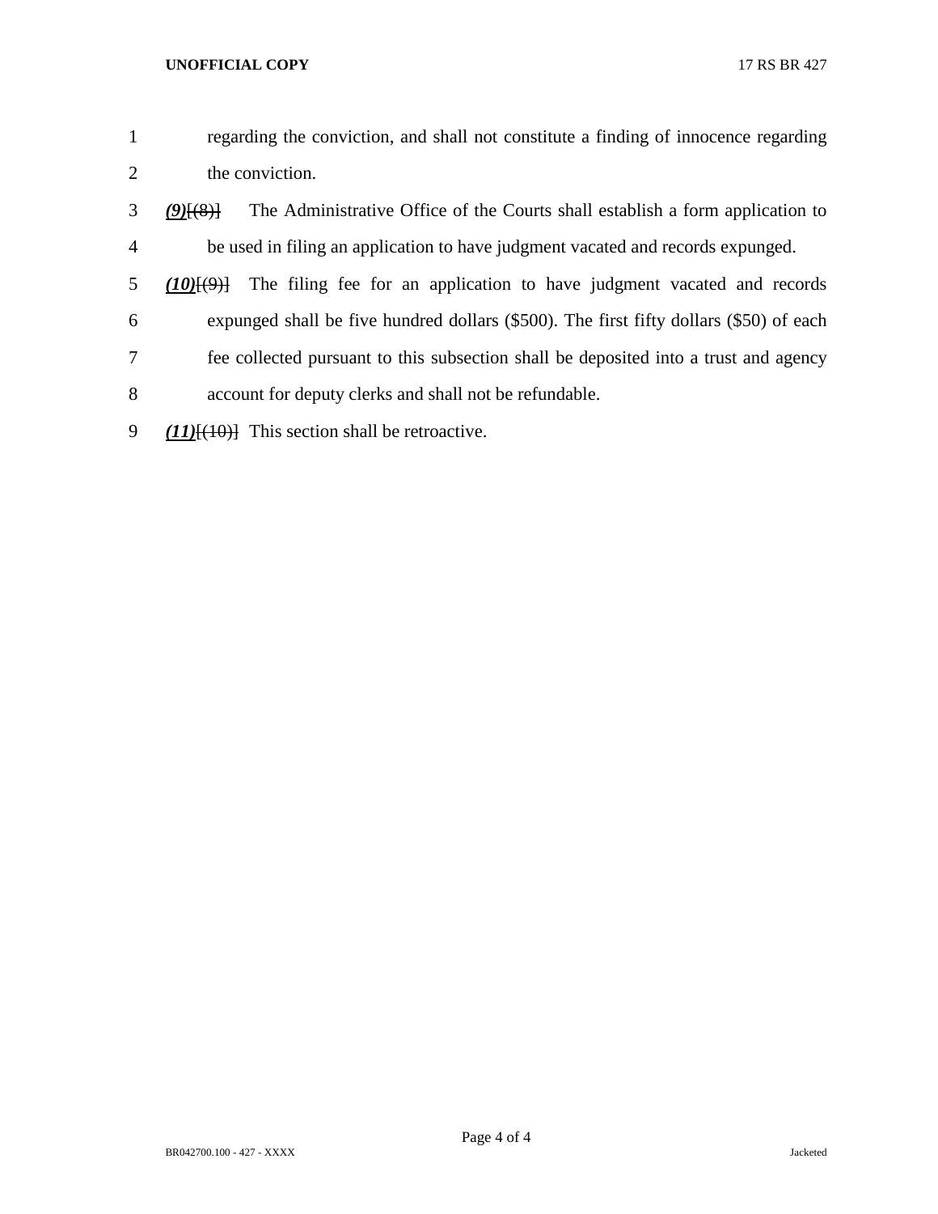regarding the conviction, and shall not constitute a finding of innocence regarding the conviction.

***(9)***[(8)] The Administrative Office of the Courts shall establish a form application to be used in filing an application to have judgment vacated and records expunged.

***(10)***[(9)] The filing fee for an application to have judgment vacated and records expunged shall be five hundred dollars ($500). The first fifty dollars ($50) of each fee collected pursuant to this subsection shall be deposited into a trust and agency account for deputy clerks and shall not be refundable.

***(11)***[(10)] This section shall be retroactive.